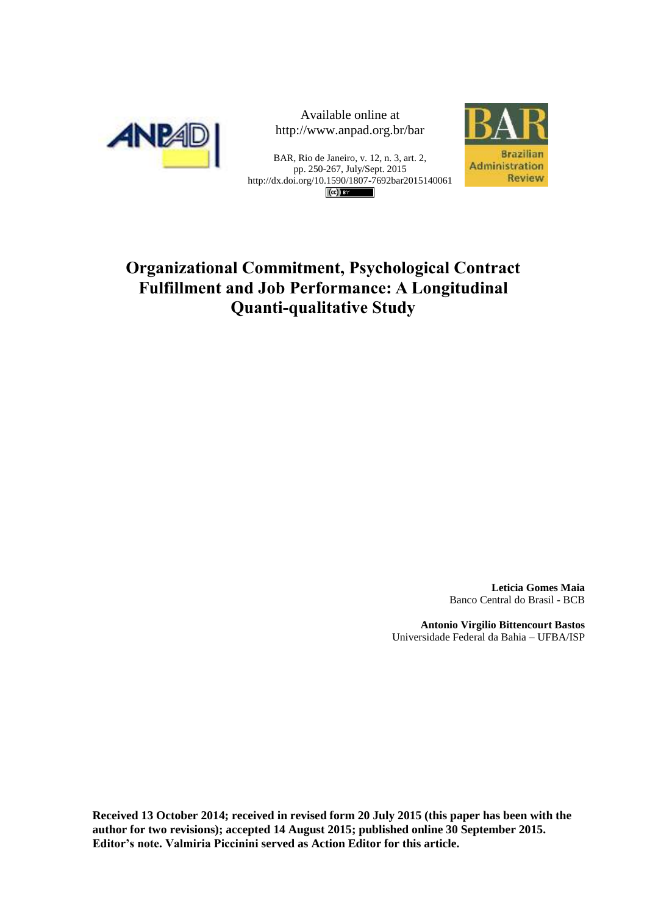Available online at
http://www.anpad.org.br/bar

BAR, Rio de Janeiro, v. 12, n. 3, art. 2,
pp. 250-267, July/Sept. 2015
http://dx.doi.org/10.1590/1807-7692bar2015140061

# Organizational Commitment, Psychological Contract Fulfillment and Job Performance: A Longitudinal Quanti-qualitative Study

**Leticia Gomes Maia**
Banco Central do Brasil - BCB

**Antonio Virgilio Bittencourt Bastos**
Universidade Federal da Bahia – UFBA/ISP

**Received 13 October 2014; received in revised form 20 July 2015 (this paper has been with the author for two revisions); accepted 14 August 2015; published online 30 September 2015. Editor's note. Valmiria Piccinini served as Action Editor for this article.**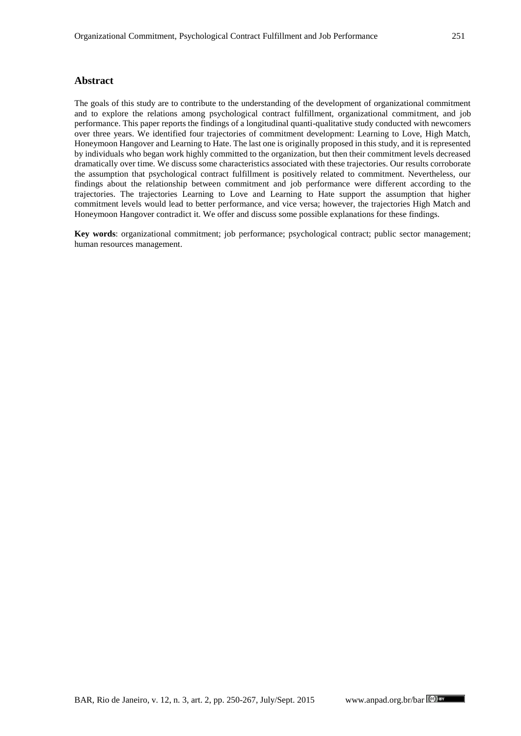## Abstract

The goals of this study are to contribute to the understanding of the development of organizational commitment and to explore the relations among psychological contract fulfillment, organizational commitment, and job performance. This paper reports the findings of a longitudinal quanti-qualitative study conducted with newcomers over three years. We identified four trajectories of commitment development: Learning to Love, High Match, Honeymoon Hangover and Learning to Hate. The last one is originally proposed in this study, and it is represented by individuals who began work highly committed to the organization, but then their commitment levels decreased dramatically over time. We discuss some characteristics associated with these trajectories. Our results corroborate the assumption that psychological contract fulfillment is positively related to commitment. Nevertheless, our findings about the relationship between commitment and job performance were different according to the trajectories. The trajectories Learning to Love and Learning to Hate support the assumption that higher commitment levels would lead to better performance, and vice versa; however, the trajectories High Match and Honeymoon Hangover contradict it. We offer and discuss some possible explanations for these findings.

**Key words**: organizational commitment; job performance; psychological contract; public sector management; human resources management.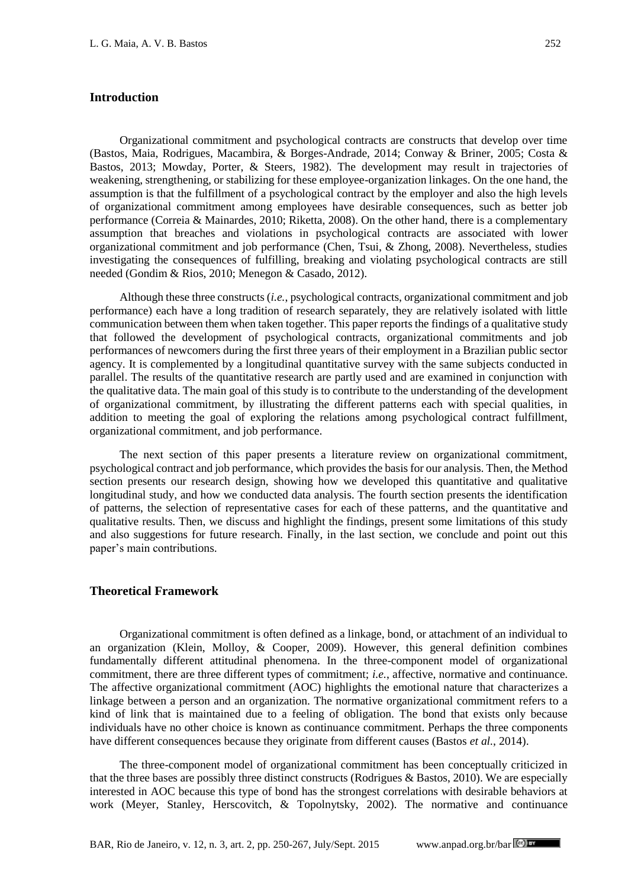## Introduction

Organizational commitment and psychological contracts are constructs that develop over time (Bastos, Maia, Rodrigues, Macambira, & Borges-Andrade, 2014; Conway & Briner, 2005; Costa & Bastos, 2013; Mowday, Porter, & Steers, 1982). The development may result in trajectories of weakening, strengthening, or stabilizing for these employee-organization linkages. On the one hand, the assumption is that the fulfillment of a psychological contract by the employer and also the high levels of organizational commitment among employees have desirable consequences, such as better job performance (Correia & Mainardes, 2010; Riketta, 2008). On the other hand, there is a complementary assumption that breaches and violations in psychological contracts are associated with lower organizational commitment and job performance (Chen, Tsui, & Zhong, 2008). Nevertheless, studies investigating the consequences of fulfilling, breaking and violating psychological contracts are still needed (Gondim & Rios, 2010; Menegon & Casado, 2012).

Although these three constructs (*i.e.*, psychological contracts, organizational commitment and job performance) each have a long tradition of research separately, they are relatively isolated with little communication between them when taken together. This paper reports the findings of a qualitative study that followed the development of psychological contracts, organizational commitments and job performances of newcomers during the first three years of their employment in a Brazilian public sector agency. It is complemented by a longitudinal quantitative survey with the same subjects conducted in parallel. The results of the quantitative research are partly used and are examined in conjunction with the qualitative data. The main goal of this study is to contribute to the understanding of the development of organizational commitment, by illustrating the different patterns each with special qualities, in addition to meeting the goal of exploring the relations among psychological contract fulfillment, organizational commitment, and job performance.

The next section of this paper presents a literature review on organizational commitment, psychological contract and job performance, which provides the basis for our analysis. Then, the Method section presents our research design, showing how we developed this quantitative and qualitative longitudinal study, and how we conducted data analysis. The fourth section presents the identification of patterns, the selection of representative cases for each of these patterns, and the quantitative and qualitative results. Then, we discuss and highlight the findings, present some limitations of this study and also suggestions for future research. Finally, in the last section, we conclude and point out this paper's main contributions.

## Theoretical Framework

Organizational commitment is often defined as a linkage, bond, or attachment of an individual to an organization (Klein, Molloy, & Cooper, 2009). However, this general definition combines fundamentally different attitudinal phenomena. In the three-component model of organizational commitment, there are three different types of commitment; *i.e.*, affective, normative and continuance. The affective organizational commitment (AOC) highlights the emotional nature that characterizes a linkage between a person and an organization. The normative organizational commitment refers to a kind of link that is maintained due to a feeling of obligation. The bond that exists only because individuals have no other choice is known as continuance commitment. Perhaps the three components have different consequences because they originate from different causes (Bastos *et al.*, 2014).

The three-component model of organizational commitment has been conceptually criticized in that the three bases are possibly three distinct constructs (Rodrigues & Bastos, 2010). We are especially interested in AOC because this type of bond has the strongest correlations with desirable behaviors at work (Meyer, Stanley, Herscovitch, & Topolnytsky, 2002). The normative and continuance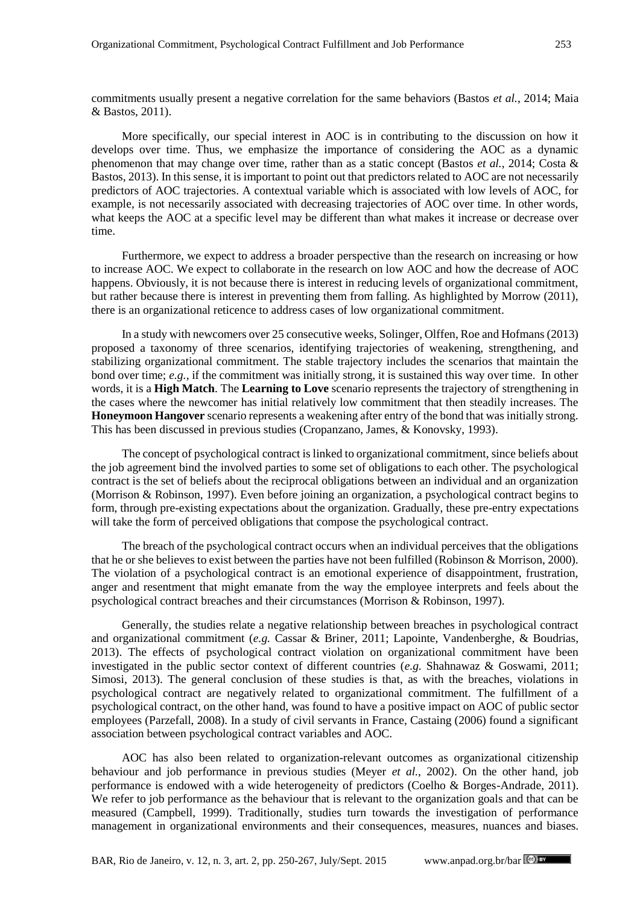commitments usually present a negative correlation for the same behaviors (Bastos *et al.*, 2014; Maia & Bastos, 2011).

More specifically, our special interest in AOC is in contributing to the discussion on how it develops over time. Thus, we emphasize the importance of considering the AOC as a dynamic phenomenon that may change over time, rather than as a static concept (Bastos *et al.*, 2014; Costa & Bastos, 2013). In this sense, it is important to point out that predictors related to AOC are not necessarily predictors of AOC trajectories. A contextual variable which is associated with low levels of AOC, for example, is not necessarily associated with decreasing trajectories of AOC over time. In other words, what keeps the AOC at a specific level may be different than what makes it increase or decrease over time.

Furthermore, we expect to address a broader perspective than the research on increasing or how to increase AOC. We expect to collaborate in the research on low AOC and how the decrease of AOC happens. Obviously, it is not because there is interest in reducing levels of organizational commitment, but rather because there is interest in preventing them from falling. As highlighted by Morrow (2011), there is an organizational reticence to address cases of low organizational commitment.

In a study with newcomers over 25 consecutive weeks, Solinger, Olffen, Roe and Hofmans (2013) proposed a taxonomy of three scenarios, identifying trajectories of weakening, strengthening, and stabilizing organizational commitment. The stable trajectory includes the scenarios that maintain the bond over time; *e.g.*, if the commitment was initially strong, it is sustained this way over time. In other words, it is a **High Match**. The **Learning to Love** scenario represents the trajectory of strengthening in the cases where the newcomer has initial relatively low commitment that then steadily increases. The **Honeymoon Hangover** scenario represents a weakening after entry of the bond that was initially strong. This has been discussed in previous studies (Cropanzano, James, & Konovsky, 1993).

The concept of psychological contract is linked to organizational commitment, since beliefs about the job agreement bind the involved parties to some set of obligations to each other. The psychological contract is the set of beliefs about the reciprocal obligations between an individual and an organization (Morrison & Robinson, 1997). Even before joining an organization, a psychological contract begins to form, through pre-existing expectations about the organization. Gradually, these pre-entry expectations will take the form of perceived obligations that compose the psychological contract.

The breach of the psychological contract occurs when an individual perceives that the obligations that he or she believes to exist between the parties have not been fulfilled (Robinson & Morrison, 2000). The violation of a psychological contract is an emotional experience of disappointment, frustration, anger and resentment that might emanate from the way the employee interprets and feels about the psychological contract breaches and their circumstances (Morrison & Robinson, 1997).

Generally, the studies relate a negative relationship between breaches in psychological contract and organizational commitment (*e.g.* Cassar & Briner, 2011; Lapointe, Vandenberghe, & Boudrias, 2013). The effects of psychological contract violation on organizational commitment have been investigated in the public sector context of different countries (*e.g.* Shahnawaz & Goswami, 2011; Simosi, 2013). The general conclusion of these studies is that, as with the breaches, violations in psychological contract are negatively related to organizational commitment. The fulfillment of a psychological contract, on the other hand, was found to have a positive impact on AOC of public sector employees (Parzefall, 2008). In a study of civil servants in France, Castaing (2006) found a significant association between psychological contract variables and AOC.

AOC has also been related to organization-relevant outcomes as organizational citizenship behaviour and job performance in previous studies (Meyer *et al.*, 2002). On the other hand, job performance is endowed with a wide heterogeneity of predictors (Coelho & Borges-Andrade, 2011). We refer to job performance as the behaviour that is relevant to the organization goals and that can be measured (Campbell, 1999). Traditionally, studies turn towards the investigation of performance management in organizational environments and their consequences, measures, nuances and biases.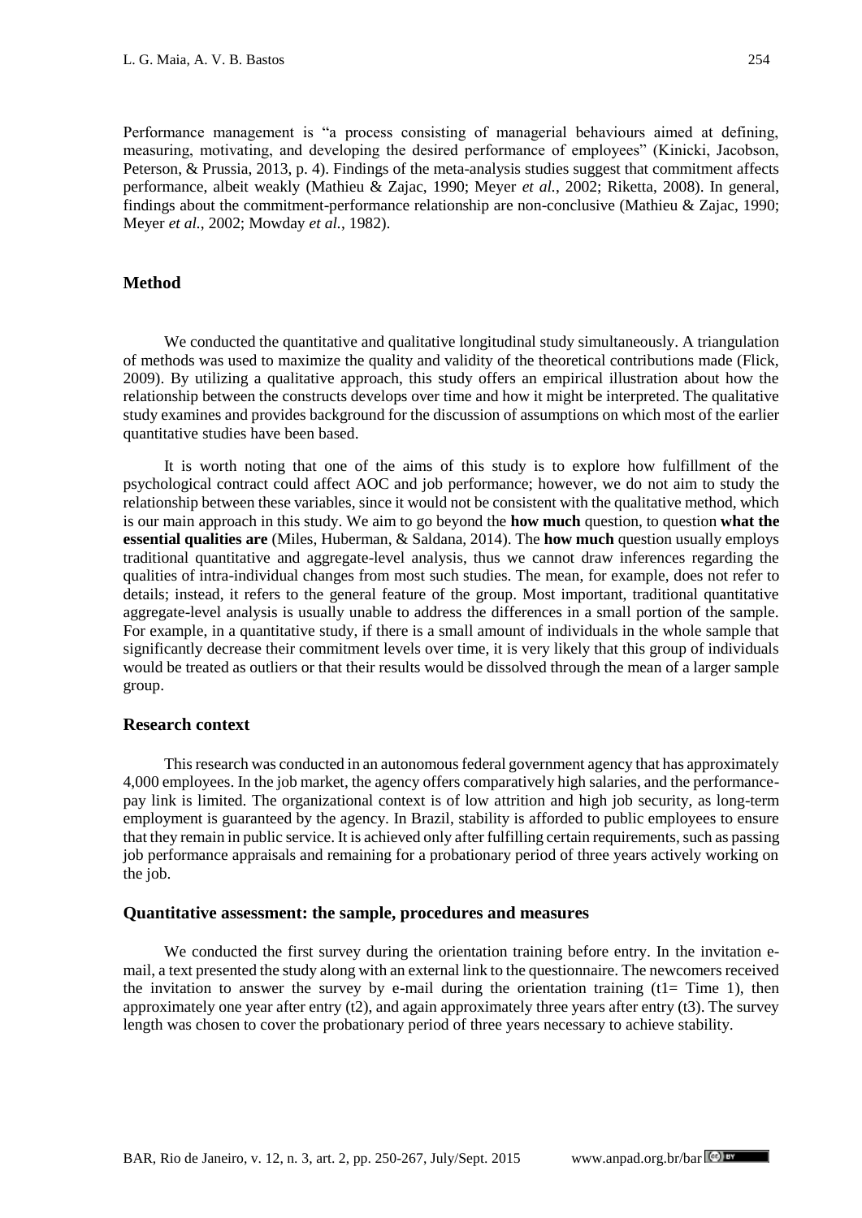Performance management is "a process consisting of managerial behaviours aimed at defining, measuring, motivating, and developing the desired performance of employees" (Kinicki, Jacobson, Peterson, & Prussia, 2013, p. 4). Findings of the meta-analysis studies suggest that commitment affects performance, albeit weakly (Mathieu & Zajac, 1990; Meyer *et al.*, 2002; Riketta, 2008). In general, findings about the commitment-performance relationship are non-conclusive (Mathieu & Zajac, 1990; Meyer *et al.*, 2002; Mowday *et al.*, 1982).

## Method

We conducted the quantitative and qualitative longitudinal study simultaneously. A triangulation of methods was used to maximize the quality and validity of the theoretical contributions made (Flick, 2009). By utilizing a qualitative approach, this study offers an empirical illustration about how the relationship between the constructs develops over time and how it might be interpreted. The qualitative study examines and provides background for the discussion of assumptions on which most of the earlier quantitative studies have been based.

It is worth noting that one of the aims of this study is to explore how fulfillment of the psychological contract could affect AOC and job performance; however, we do not aim to study the relationship between these variables, since it would not be consistent with the qualitative method, which is our main approach in this study. We aim to go beyond the **how much** question, to question **what the essential qualities are** (Miles, Huberman, & Saldana, 2014). The **how much** question usually employs traditional quantitative and aggregate-level analysis, thus we cannot draw inferences regarding the qualities of intra-individual changes from most such studies. The mean, for example, does not refer to details; instead, it refers to the general feature of the group. Most important, traditional quantitative aggregate-level analysis is usually unable to address the differences in a small portion of the sample. For example, in a quantitative study, if there is a small amount of individuals in the whole sample that significantly decrease their commitment levels over time, it is very likely that this group of individuals would be treated as outliers or that their results would be dissolved through the mean of a larger sample group.

### Research context

This research was conducted in an autonomous federal government agency that has approximately 4,000 employees. In the job market, the agency offers comparatively high salaries, and the performance-pay link is limited. The organizational context is of low attrition and high job security, as long-term employment is guaranteed by the agency. In Brazil, stability is afforded to public employees to ensure that they remain in public service. It is achieved only after fulfilling certain requirements, such as passing job performance appraisals and remaining for a probationary period of three years actively working on the job.

### Quantitative assessment: the sample, procedures and measures

We conducted the first survey during the orientation training before entry. In the invitation e-mail, a text presented the study along with an external link to the questionnaire. The newcomers received the invitation to answer the survey by e-mail during the orientation training (t1= Time 1), then approximately one year after entry (t2), and again approximately three years after entry (t3). The survey length was chosen to cover the probationary period of three years necessary to achieve stability.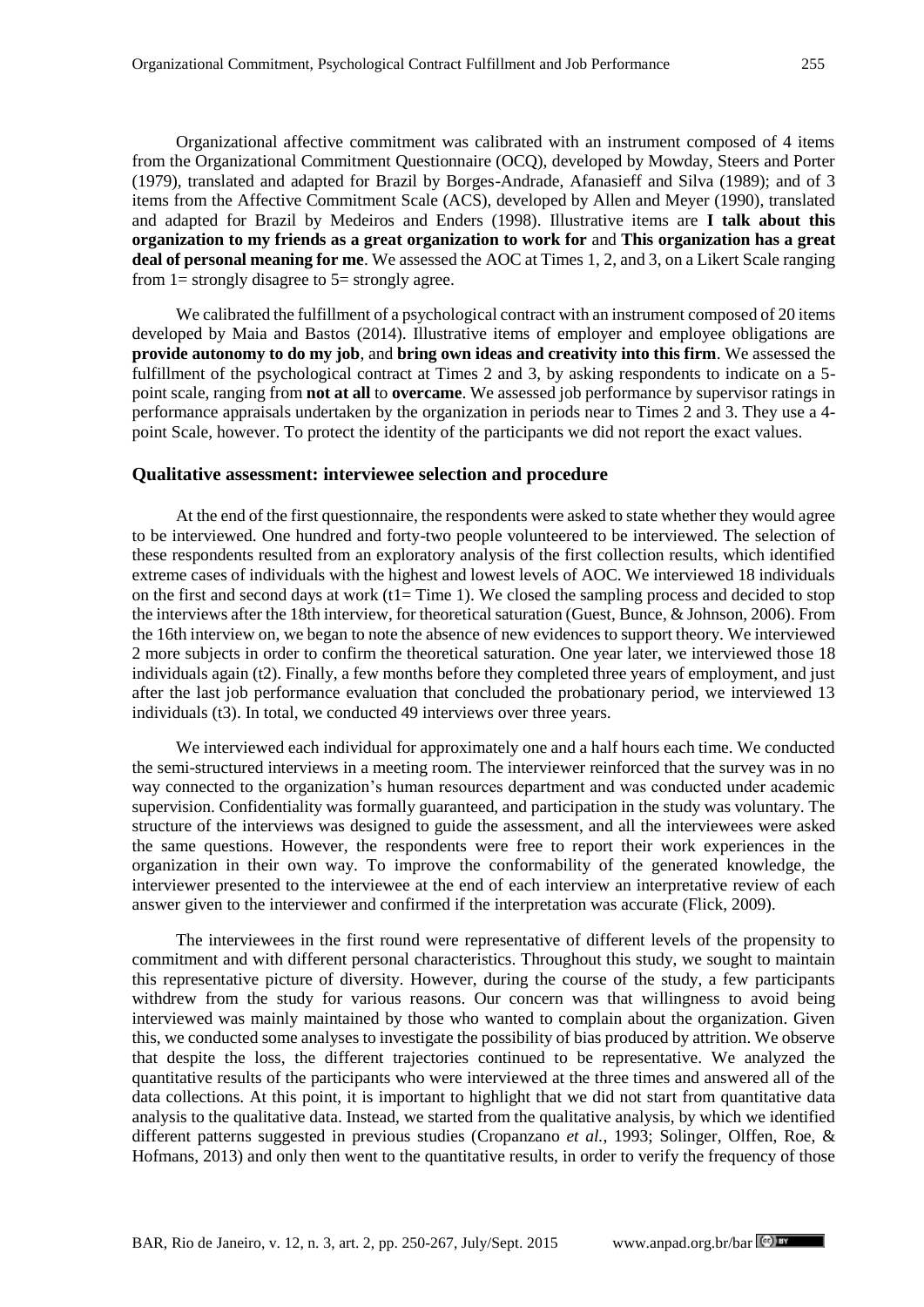Organizational affective commitment was calibrated with an instrument composed of 4 items from the Organizational Commitment Questionnaire (OCQ), developed by Mowday, Steers and Porter (1979), translated and adapted for Brazil by Borges-Andrade, Afanasieff and Silva (1989); and of 3 items from the Affective Commitment Scale (ACS), developed by Allen and Meyer (1990), translated and adapted for Brazil by Medeiros and Enders (1998). Illustrative items are **I talk about this organization to my friends as a great organization to work for** and **This organization has a great deal of personal meaning for me**. We assessed the AOC at Times 1, 2, and 3, on a Likert Scale ranging from 1= strongly disagree to 5= strongly agree.

We calibrated the fulfillment of a psychological contract with an instrument composed of 20 items developed by Maia and Bastos (2014). Illustrative items of employer and employee obligations are **provide autonomy to do my job**, and **bring own ideas and creativity into this firm**. We assessed the fulfillment of the psychological contract at Times 2 and 3, by asking respondents to indicate on a 5-point scale, ranging from **not at all** to **overcame**. We assessed job performance by supervisor ratings in performance appraisals undertaken by the organization in periods near to Times 2 and 3. They use a 4-point Scale, however. To protect the identity of the participants we did not report the exact values.

### Qualitative assessment: interviewee selection and procedure

At the end of the first questionnaire, the respondents were asked to state whether they would agree to be interviewed. One hundred and forty-two people volunteered to be interviewed. The selection of these respondents resulted from an exploratory analysis of the first collection results, which identified extreme cases of individuals with the highest and lowest levels of AOC. We interviewed 18 individuals on the first and second days at work (t1= Time 1). We closed the sampling process and decided to stop the interviews after the 18th interview, for theoretical saturation (Guest, Bunce, & Johnson, 2006). From the 16th interview on, we began to note the absence of new evidences to support theory. We interviewed 2 more subjects in order to confirm the theoretical saturation. One year later, we interviewed those 18 individuals again (t2). Finally, a few months before they completed three years of employment, and just after the last job performance evaluation that concluded the probationary period, we interviewed 13 individuals (t3). In total, we conducted 49 interviews over three years.

We interviewed each individual for approximately one and a half hours each time. We conducted the semi-structured interviews in a meeting room. The interviewer reinforced that the survey was in no way connected to the organization's human resources department and was conducted under academic supervision. Confidentiality was formally guaranteed, and participation in the study was voluntary. The structure of the interviews was designed to guide the assessment, and all the interviewees were asked the same questions. However, the respondents were free to report their work experiences in the organization in their own way. To improve the conformability of the generated knowledge, the interviewer presented to the interviewee at the end of each interview an interpretative review of each answer given to the interviewer and confirmed if the interpretation was accurate (Flick, 2009).

The interviewees in the first round were representative of different levels of the propensity to commitment and with different personal characteristics. Throughout this study, we sought to maintain this representative picture of diversity. However, during the course of the study, a few participants withdrew from the study for various reasons. Our concern was that willingness to avoid being interviewed was mainly maintained by those who wanted to complain about the organization. Given this, we conducted some analyses to investigate the possibility of bias produced by attrition. We observe that despite the loss, the different trajectories continued to be representative. We analyzed the quantitative results of the participants who were interviewed at the three times and answered all of the data collections. At this point, it is important to highlight that we did not start from quantitative data analysis to the qualitative data. Instead, we started from the qualitative analysis, by which we identified different patterns suggested in previous studies (Cropanzano *et al.*, 1993; Solinger, Olffen, Roe, & Hofmans, 2013) and only then went to the quantitative results, in order to verify the frequency of those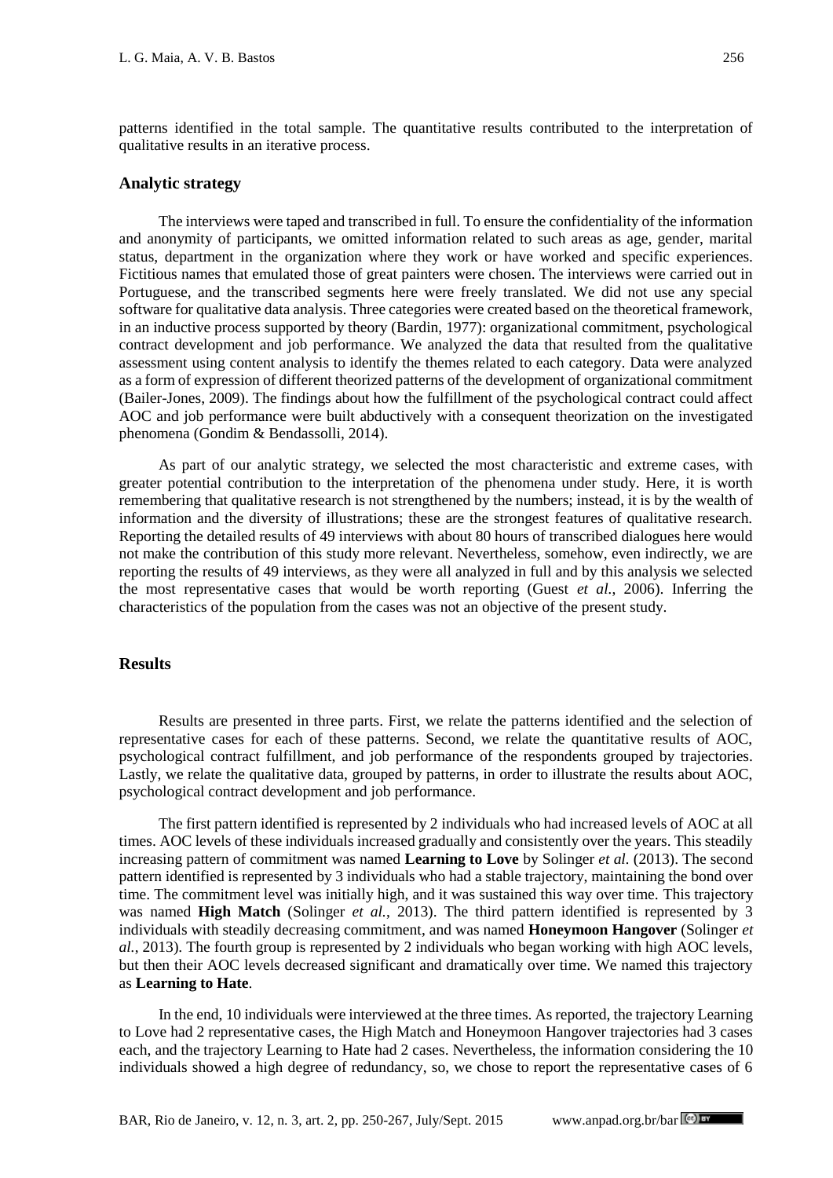patterns identified in the total sample. The quantitative results contributed to the interpretation of qualitative results in an iterative process.

### Analytic strategy

The interviews were taped and transcribed in full. To ensure the confidentiality of the information and anonymity of participants, we omitted information related to such areas as age, gender, marital status, department in the organization where they work or have worked and specific experiences. Fictitious names that emulated those of great painters were chosen. The interviews were carried out in Portuguese, and the transcribed segments here were freely translated. We did not use any special software for qualitative data analysis. Three categories were created based on the theoretical framework, in an inductive process supported by theory (Bardin, 1977): organizational commitment, psychological contract development and job performance. We analyzed the data that resulted from the qualitative assessment using content analysis to identify the themes related to each category. Data were analyzed as a form of expression of different theorized patterns of the development of organizational commitment (Bailer-Jones, 2009). The findings about how the fulfillment of the psychological contract could affect AOC and job performance were built abductively with a consequent theorization on the investigated phenomena (Gondim & Bendassolli, 2014).

As part of our analytic strategy, we selected the most characteristic and extreme cases, with greater potential contribution to the interpretation of the phenomena under study. Here, it is worth remembering that qualitative research is not strengthened by the numbers; instead, it is by the wealth of information and the diversity of illustrations; these are the strongest features of qualitative research. Reporting the detailed results of 49 interviews with about 80 hours of transcribed dialogues here would not make the contribution of this study more relevant. Nevertheless, somehow, even indirectly, we are reporting the results of 49 interviews, as they were all analyzed in full and by this analysis we selected the most representative cases that would be worth reporting (Guest *et al.*, 2006). Inferring the characteristics of the population from the cases was not an objective of the present study.

## Results

Results are presented in three parts. First, we relate the patterns identified and the selection of representative cases for each of these patterns. Second, we relate the quantitative results of AOC, psychological contract fulfillment, and job performance of the respondents grouped by trajectories. Lastly, we relate the qualitative data, grouped by patterns, in order to illustrate the results about AOC, psychological contract development and job performance.

The first pattern identified is represented by 2 individuals who had increased levels of AOC at all times. AOC levels of these individuals increased gradually and consistently over the years. This steadily increasing pattern of commitment was named **Learning to Love** by Solinger *et al.* (2013). The second pattern identified is represented by 3 individuals who had a stable trajectory, maintaining the bond over time. The commitment level was initially high, and it was sustained this way over time. This trajectory was named **High Match** (Solinger *et al.*, 2013). The third pattern identified is represented by 3 individuals with steadily decreasing commitment, and was named **Honeymoon Hangover** (Solinger *et al.*, 2013). The fourth group is represented by 2 individuals who began working with high AOC levels, but then their AOC levels decreased significant and dramatically over time. We named this trajectory as **Learning to Hate**.

In the end, 10 individuals were interviewed at the three times. As reported, the trajectory Learning to Love had 2 representative cases, the High Match and Honeymoon Hangover trajectories had 3 cases each, and the trajectory Learning to Hate had 2 cases. Nevertheless, the information considering the 10 individuals showed a high degree of redundancy, so, we chose to report the representative cases of 6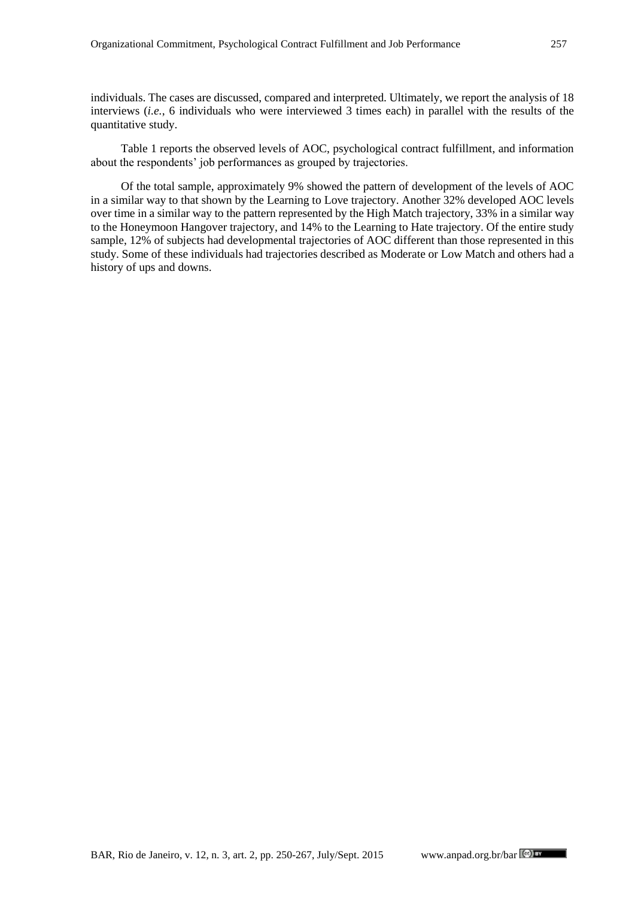individuals. The cases are discussed, compared and interpreted. Ultimately, we report the analysis of 18 interviews (*i.e.*, 6 individuals who were interviewed 3 times each) in parallel with the results of the quantitative study.

Table 1 reports the observed levels of AOC, psychological contract fulfillment, and information about the respondents' job performances as grouped by trajectories.

Of the total sample, approximately 9% showed the pattern of development of the levels of AOC in a similar way to that shown by the Learning to Love trajectory. Another 32% developed AOC levels over time in a similar way to the pattern represented by the High Match trajectory, 33% in a similar way to the Honeymoon Hangover trajectory, and 14% to the Learning to Hate trajectory. Of the entire study sample, 12% of subjects had developmental trajectories of AOC different than those represented in this study. Some of these individuals had trajectories described as Moderate or Low Match and others had a history of ups and downs.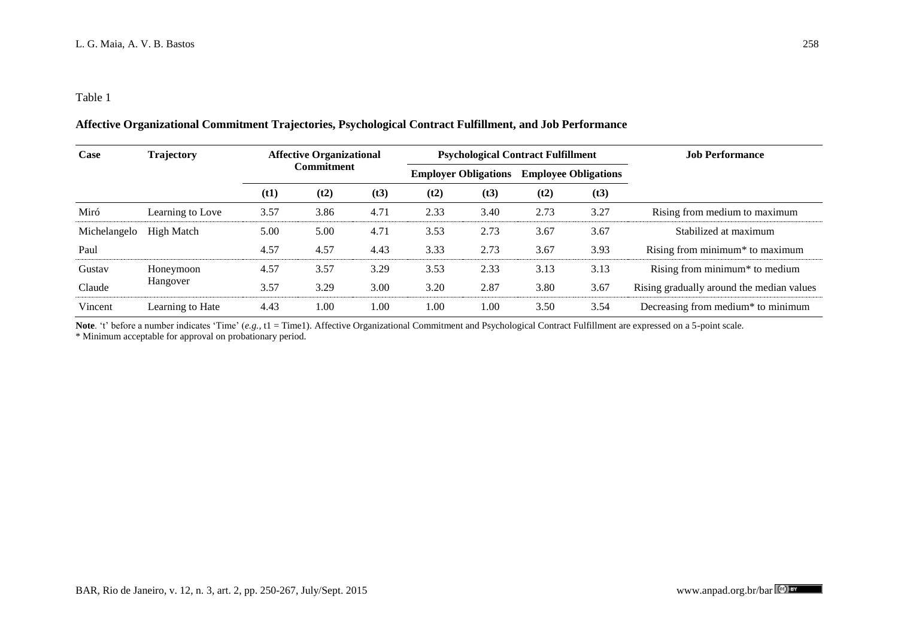Table 1

**Affective Organizational Commitment Trajectories, Psychological Contract Fulfillment, and Job Performance**

| Case | Trajectory | Affective Organizational Commitment | | | Psychological Contract Fulfillment | | | | Job Performance |
|---|---|---|---|---|---|---|---|---|---|
| | | | | | Employer Obligations | | Employee Obligations | | |
| | | (t1) | (t2) | (t3) | (t2) | (t3) | (t2) | (t3) | |
| Miró | Learning to Love | 3.57 | 3.86 | 4.71 | 2.33 | 3.40 | 2.73 | 3.27 | Rising from medium to maximum |
| Michelangelo | High Match | 5.00 | 5.00 | 4.71 | 3.53 | 2.73 | 3.67 | 3.67 | Stabilized at maximum |
| Paul | | 4.57 | 4.57 | 4.43 | 3.33 | 2.73 | 3.67 | 3.93 | Rising from minimum* to maximum |
| Gustav | Honeymoon Hangover | 4.57 | 3.57 | 3.29 | 3.53 | 2.33 | 3.13 | 3.13 | Rising from minimum* to medium |
| Claude | | 3.57 | 3.29 | 3.00 | 3.20 | 2.87 | 3.80 | 3.67 | Rising gradually around the median values |
| Vincent | Learning to Hate | 4.43 | 1.00 | 1.00 | 1.00 | 1.00 | 3.50 | 3.54 | Decreasing from medium* to minimum |

**Note**. 't' before a number indicates 'Time' (*e.g.*, t1 = Time1). Affective Organizational Commitment and Psychological Contract Fulfillment are expressed on a 5-point scale.
* Minimum acceptable for approval on probationary period.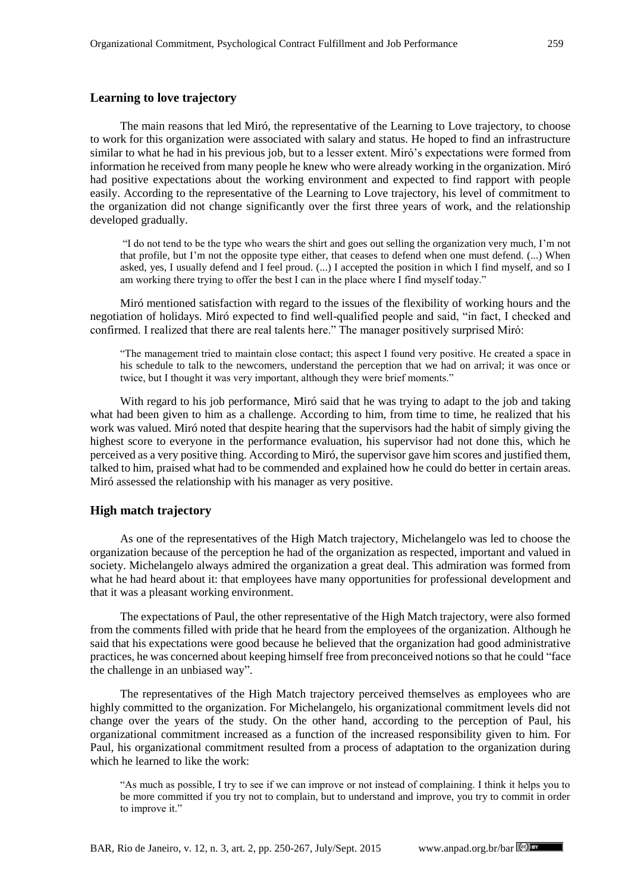## Learning to love trajectory

The main reasons that led Miró, the representative of the Learning to Love trajectory, to choose to work for this organization were associated with salary and status. He hoped to find an infrastructure similar to what he had in his previous job, but to a lesser extent. Miró's expectations were formed from information he received from many people he knew who were already working in the organization. Miró had positive expectations about the working environment and expected to find rapport with people easily. According to the representative of the Learning to Love trajectory, his level of commitment to the organization did not change significantly over the first three years of work, and the relationship developed gradually.

> "I do not tend to be the type who wears the shirt and goes out selling the organization very much, I'm not that profile, but I'm not the opposite type either, that ceases to defend when one must defend. (...) When asked, yes, I usually defend and I feel proud. (...) I accepted the position in which I find myself, and so I am working there trying to offer the best I can in the place where I find myself today."

Miró mentioned satisfaction with regard to the issues of the flexibility of working hours and the negotiation of holidays. Miró expected to find well-qualified people and said, "in fact, I checked and confirmed. I realized that there are real talents here." The manager positively surprised Miró:

> "The management tried to maintain close contact; this aspect I found very positive. He created a space in his schedule to talk to the newcomers, understand the perception that we had on arrival; it was once or twice, but I thought it was very important, although they were brief moments."

With regard to his job performance, Miró said that he was trying to adapt to the job and taking what had been given to him as a challenge. According to him, from time to time, he realized that his work was valued. Miró noted that despite hearing that the supervisors had the habit of simply giving the highest score to everyone in the performance evaluation, his supervisor had not done this, which he perceived as a very positive thing. According to Miró, the supervisor gave him scores and justified them, talked to him, praised what had to be commended and explained how he could do better in certain areas. Miró assessed the relationship with his manager as very positive.

## High match trajectory

As one of the representatives of the High Match trajectory, Michelangelo was led to choose the organization because of the perception he had of the organization as respected, important and valued in society. Michelangelo always admired the organization a great deal. This admiration was formed from what he had heard about it: that employees have many opportunities for professional development and that it was a pleasant working environment.

The expectations of Paul, the other representative of the High Match trajectory, were also formed from the comments filled with pride that he heard from the employees of the organization. Although he said that his expectations were good because he believed that the organization had good administrative practices, he was concerned about keeping himself free from preconceived notions so that he could "face the challenge in an unbiased way".

The representatives of the High Match trajectory perceived themselves as employees who are highly committed to the organization. For Michelangelo, his organizational commitment levels did not change over the years of the study. On the other hand, according to the perception of Paul, his organizational commitment increased as a function of the increased responsibility given to him. For Paul, his organizational commitment resulted from a process of adaptation to the organization during which he learned to like the work:

> "As much as possible, I try to see if we can improve or not instead of complaining. I think it helps you to be more committed if you try not to complain, but to understand and improve, you try to commit in order to improve it."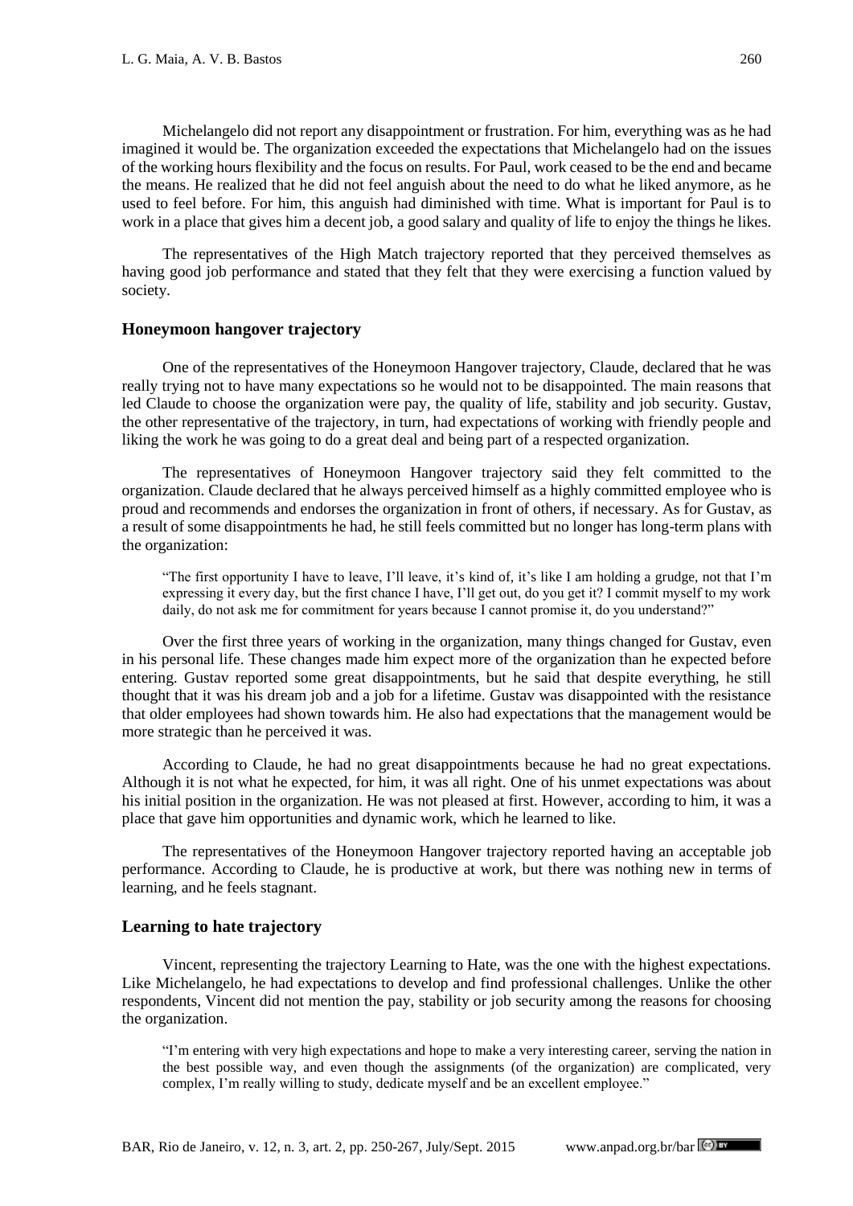Michelangelo did not report any disappointment or frustration. For him, everything was as he had imagined it would be. The organization exceeded the expectations that Michelangelo had on the issues of the working hours flexibility and the focus on results. For Paul, work ceased to be the end and became the means. He realized that he did not feel anguish about the need to do what he liked anymore, as he used to feel before. For him, this anguish had diminished with time. What is important for Paul is to work in a place that gives him a decent job, a good salary and quality of life to enjoy the things he likes.

The representatives of the High Match trajectory reported that they perceived themselves as having good job performance and stated that they felt that they were exercising a function valued by society.

### Honeymoon hangover trajectory

One of the representatives of the Honeymoon Hangover trajectory, Claude, declared that he was really trying not to have many expectations so he would not to be disappointed. The main reasons that led Claude to choose the organization were pay, the quality of life, stability and job security. Gustav, the other representative of the trajectory, in turn, had expectations of working with friendly people and liking the work he was going to do a great deal and being part of a respected organization.

The representatives of Honeymoon Hangover trajectory said they felt committed to the organization. Claude declared that he always perceived himself as a highly committed employee who is proud and recommends and endorses the organization in front of others, if necessary. As for Gustav, as a result of some disappointments he had, he still feels committed but no longer has long-term plans with the organization:

> "The first opportunity I have to leave, I'll leave, it's kind of, it's like I am holding a grudge, not that I'm expressing it every day, but the first chance I have, I'll get out, do you get it? I commit myself to my work daily, do not ask me for commitment for years because I cannot promise it, do you understand?"

Over the first three years of working in the organization, many things changed for Gustav, even in his personal life. These changes made him expect more of the organization than he expected before entering. Gustav reported some great disappointments, but he said that despite everything, he still thought that it was his dream job and a job for a lifetime. Gustav was disappointed with the resistance that older employees had shown towards him. He also had expectations that the management would be more strategic than he perceived it was.

According to Claude, he had no great disappointments because he had no great expectations. Although it is not what he expected, for him, it was all right. One of his unmet expectations was about his initial position in the organization. He was not pleased at first. However, according to him, it was a place that gave him opportunities and dynamic work, which he learned to like.

The representatives of the Honeymoon Hangover trajectory reported having an acceptable job performance. According to Claude, he is productive at work, but there was nothing new in terms of learning, and he feels stagnant.

### Learning to hate trajectory

Vincent, representing the trajectory Learning to Hate, was the one with the highest expectations. Like Michelangelo, he had expectations to develop and find professional challenges. Unlike the other respondents, Vincent did not mention the pay, stability or job security among the reasons for choosing the organization.

> "I'm entering with very high expectations and hope to make a very interesting career, serving the nation in the best possible way, and even though the assignments (of the organization) are complicated, very complex, I'm really willing to study, dedicate myself and be an excellent employee."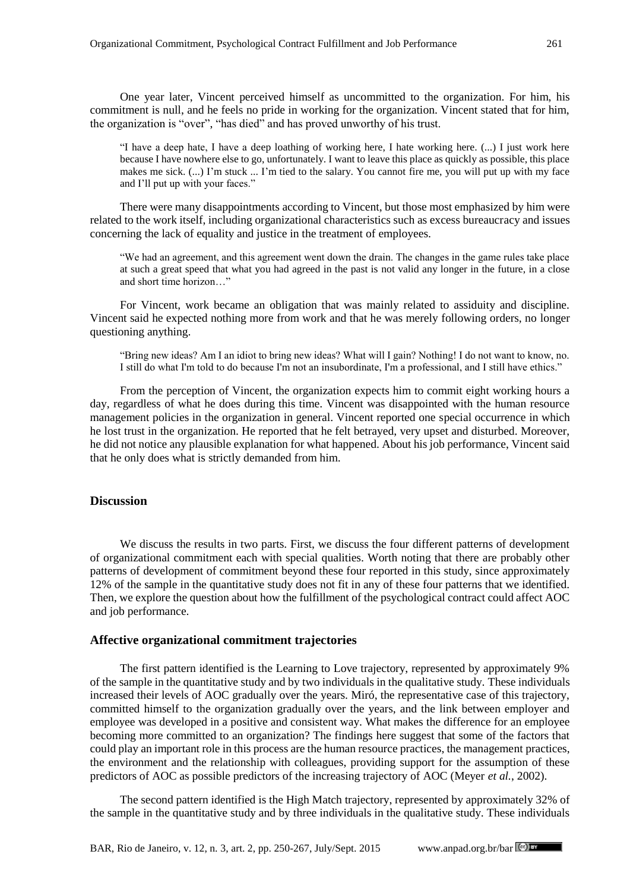One year later, Vincent perceived himself as uncommitted to the organization. For him, his commitment is null, and he feels no pride in working for the organization. Vincent stated that for him, the organization is "over", "has died" and has proved unworthy of his trust.

> "I have a deep hate, I have a deep loathing of working here, I hate working here. (...) I just work here because I have nowhere else to go, unfortunately. I want to leave this place as quickly as possible, this place makes me sick. (...) I'm stuck ... I'm tied to the salary. You cannot fire me, you will put up with my face and I'll put up with your faces."

There were many disappointments according to Vincent, but those most emphasized by him were related to the work itself, including organizational characteristics such as excess bureaucracy and issues concerning the lack of equality and justice in the treatment of employees.

> "We had an agreement, and this agreement went down the drain. The changes in the game rules take place at such a great speed that what you had agreed in the past is not valid any longer in the future, in a close and short time horizon…"

For Vincent, work became an obligation that was mainly related to assiduity and discipline. Vincent said he expected nothing more from work and that he was merely following orders, no longer questioning anything.

> "Bring new ideas? Am I an idiot to bring new ideas? What will I gain? Nothing! I do not want to know, no. I still do what I'm told to do because I'm not an insubordinate, I'm a professional, and I still have ethics."

From the perception of Vincent, the organization expects him to commit eight working hours a day, regardless of what he does during this time. Vincent was disappointed with the human resource management policies in the organization in general. Vincent reported one special occurrence in which he lost trust in the organization. He reported that he felt betrayed, very upset and disturbed. Moreover, he did not notice any plausible explanation for what happened. About his job performance, Vincent said that he only does what is strictly demanded from him.

## Discussion

We discuss the results in two parts. First, we discuss the four different patterns of development of organizational commitment each with special qualities. Worth noting that there are probably other patterns of development of commitment beyond these four reported in this study, since approximately 12% of the sample in the quantitative study does not fit in any of these four patterns that we identified. Then, we explore the question about how the fulfillment of the psychological contract could affect AOC and job performance.

### Affective organizational commitment trajectories

The first pattern identified is the Learning to Love trajectory, represented by approximately 9% of the sample in the quantitative study and by two individuals in the qualitative study. These individuals increased their levels of AOC gradually over the years. Miró, the representative case of this trajectory, committed himself to the organization gradually over the years, and the link between employer and employee was developed in a positive and consistent way. What makes the difference for an employee becoming more committed to an organization? The findings here suggest that some of the factors that could play an important role in this process are the human resource practices, the management practices, the environment and the relationship with colleagues, providing support for the assumption of these predictors of AOC as possible predictors of the increasing trajectory of AOC (Meyer *et al.*, 2002).

The second pattern identified is the High Match trajectory, represented by approximately 32% of the sample in the quantitative study and by three individuals in the qualitative study. These individuals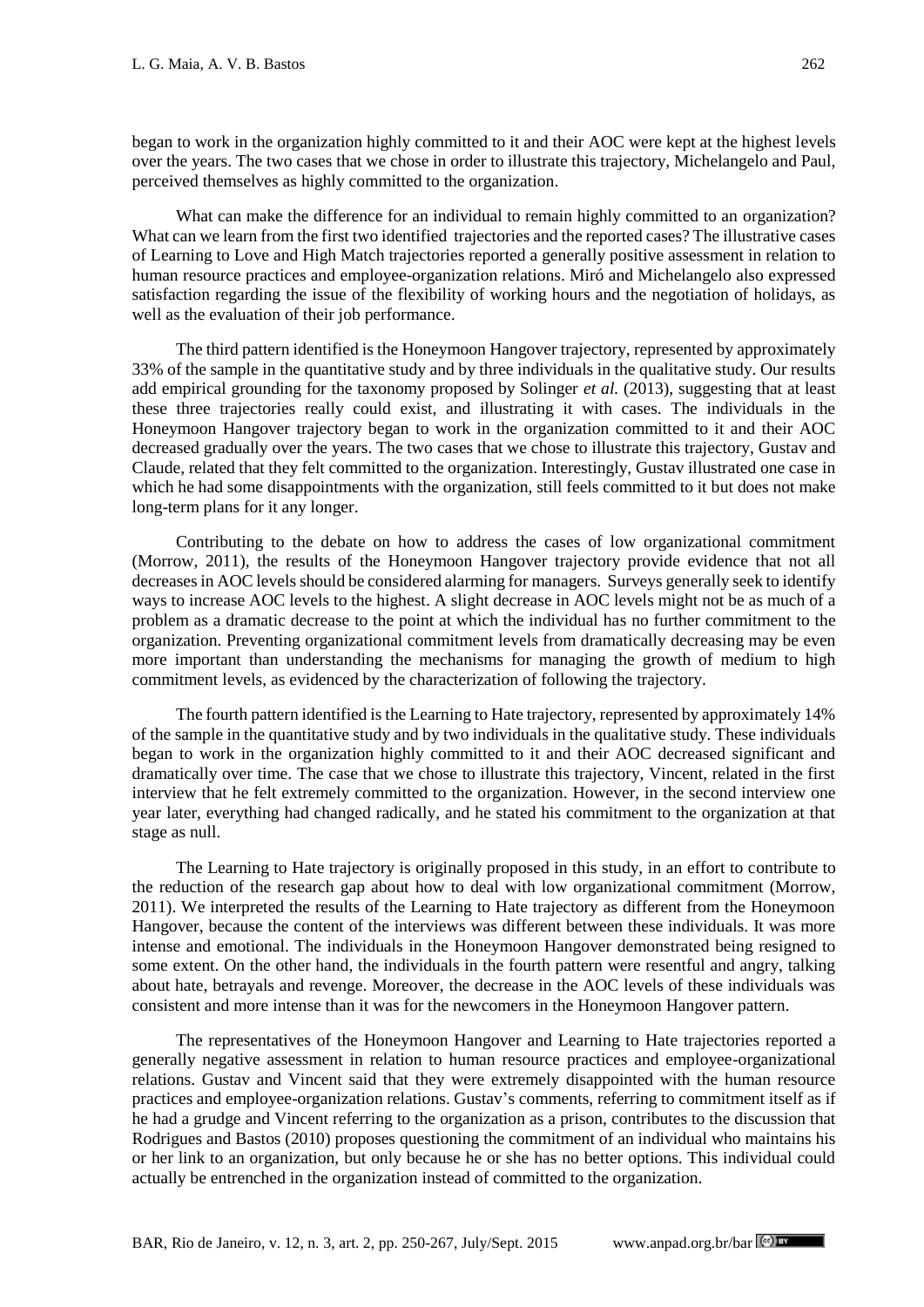began to work in the organization highly committed to it and their AOC were kept at the highest levels over the years. The two cases that we chose in order to illustrate this trajectory, Michelangelo and Paul, perceived themselves as highly committed to the organization.

What can make the difference for an individual to remain highly committed to an organization? What can we learn from the first two identified trajectories and the reported cases? The illustrative cases of Learning to Love and High Match trajectories reported a generally positive assessment in relation to human resource practices and employee-organization relations. Miró and Michelangelo also expressed satisfaction regarding the issue of the flexibility of working hours and the negotiation of holidays, as well as the evaluation of their job performance.

The third pattern identified is the Honeymoon Hangover trajectory, represented by approximately 33% of the sample in the quantitative study and by three individuals in the qualitative study. Our results add empirical grounding for the taxonomy proposed by Solinger *et al.* (2013), suggesting that at least these three trajectories really could exist, and illustrating it with cases. The individuals in the Honeymoon Hangover trajectory began to work in the organization committed to it and their AOC decreased gradually over the years. The two cases that we chose to illustrate this trajectory, Gustav and Claude, related that they felt committed to the organization. Interestingly, Gustav illustrated one case in which he had some disappointments with the organization, still feels committed to it but does not make long-term plans for it any longer.

Contributing to the debate on how to address the cases of low organizational commitment (Morrow, 2011), the results of the Honeymoon Hangover trajectory provide evidence that not all decreases in AOC levels should be considered alarming for managers. Surveys generally seek to identify ways to increase AOC levels to the highest. A slight decrease in AOC levels might not be as much of a problem as a dramatic decrease to the point at which the individual has no further commitment to the organization. Preventing organizational commitment levels from dramatically decreasing may be even more important than understanding the mechanisms for managing the growth of medium to high commitment levels, as evidenced by the characterization of following the trajectory.

The fourth pattern identified is the Learning to Hate trajectory, represented by approximately 14% of the sample in the quantitative study and by two individuals in the qualitative study. These individuals began to work in the organization highly committed to it and their AOC decreased significant and dramatically over time. The case that we chose to illustrate this trajectory, Vincent, related in the first interview that he felt extremely committed to the organization. However, in the second interview one year later, everything had changed radically, and he stated his commitment to the organization at that stage as null.

The Learning to Hate trajectory is originally proposed in this study, in an effort to contribute to the reduction of the research gap about how to deal with low organizational commitment (Morrow, 2011). We interpreted the results of the Learning to Hate trajectory as different from the Honeymoon Hangover, because the content of the interviews was different between these individuals. It was more intense and emotional. The individuals in the Honeymoon Hangover demonstrated being resigned to some extent. On the other hand, the individuals in the fourth pattern were resentful and angry, talking about hate, betrayals and revenge. Moreover, the decrease in the AOC levels of these individuals was consistent and more intense than it was for the newcomers in the Honeymoon Hangover pattern.

The representatives of the Honeymoon Hangover and Learning to Hate trajectories reported a generally negative assessment in relation to human resource practices and employee-organizational relations. Gustav and Vincent said that they were extremely disappointed with the human resource practices and employee-organization relations. Gustav's comments, referring to commitment itself as if he had a grudge and Vincent referring to the organization as a prison, contributes to the discussion that Rodrigues and Bastos (2010) proposes questioning the commitment of an individual who maintains his or her link to an organization, but only because he or she has no better options. This individual could actually be entrenched in the organization instead of committed to the organization.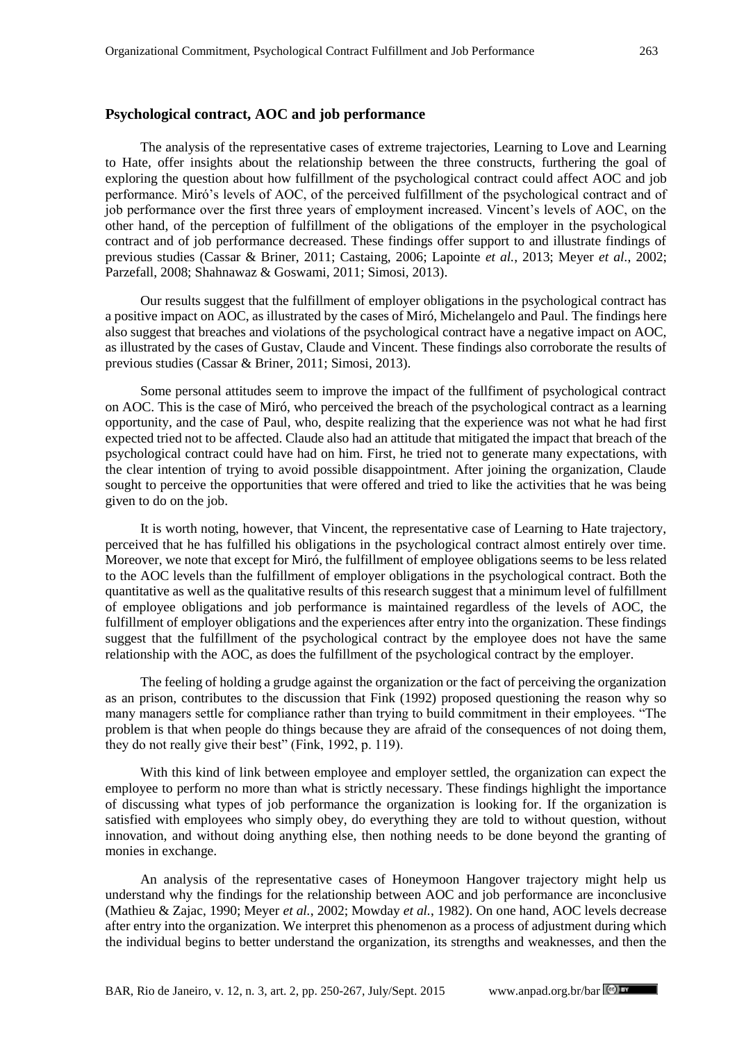## Psychological contract, AOC and job performance

The analysis of the representative cases of extreme trajectories, Learning to Love and Learning to Hate, offer insights about the relationship between the three constructs, furthering the goal of exploring the question about how fulfillment of the psychological contract could affect AOC and job performance. Miró's levels of AOC, of the perceived fulfillment of the psychological contract and of job performance over the first three years of employment increased. Vincent's levels of AOC, on the other hand, of the perception of fulfillment of the obligations of the employer in the psychological contract and of job performance decreased. These findings offer support to and illustrate findings of previous studies (Cassar & Briner, 2011; Castaing, 2006; Lapointe *et al.*, 2013; Meyer *et al.*, 2002; Parzefall, 2008; Shahnawaz & Goswami, 2011; Simosi, 2013).

Our results suggest that the fulfillment of employer obligations in the psychological contract has a positive impact on AOC, as illustrated by the cases of Miró, Michelangelo and Paul. The findings here also suggest that breaches and violations of the psychological contract have a negative impact on AOC, as illustrated by the cases of Gustav, Claude and Vincent. These findings also corroborate the results of previous studies (Cassar & Briner, 2011; Simosi, 2013).

Some personal attitudes seem to improve the impact of the fullfiment of psychological contract on AOC. This is the case of Miró, who perceived the breach of the psychological contract as a learning opportunity, and the case of Paul, who, despite realizing that the experience was not what he had first expected tried not to be affected. Claude also had an attitude that mitigated the impact that breach of the psychological contract could have had on him. First, he tried not to generate many expectations, with the clear intention of trying to avoid possible disappointment. After joining the organization, Claude sought to perceive the opportunities that were offered and tried to like the activities that he was being given to do on the job.

It is worth noting, however, that Vincent, the representative case of Learning to Hate trajectory, perceived that he has fulfilled his obligations in the psychological contract almost entirely over time. Moreover, we note that except for Miró, the fulfillment of employee obligations seems to be less related to the AOC levels than the fulfillment of employer obligations in the psychological contract. Both the quantitative as well as the qualitative results of this research suggest that a minimum level of fulfillment of employee obligations and job performance is maintained regardless of the levels of AOC, the fulfillment of employer obligations and the experiences after entry into the organization. These findings suggest that the fulfillment of the psychological contract by the employee does not have the same relationship with the AOC, as does the fulfillment of the psychological contract by the employer.

The feeling of holding a grudge against the organization or the fact of perceiving the organization as an prison, contributes to the discussion that Fink (1992) proposed questioning the reason why so many managers settle for compliance rather than trying to build commitment in their employees. "The problem is that when people do things because they are afraid of the consequences of not doing them, they do not really give their best" (Fink, 1992, p. 119).

With this kind of link between employee and employer settled, the organization can expect the employee to perform no more than what is strictly necessary. These findings highlight the importance of discussing what types of job performance the organization is looking for. If the organization is satisfied with employees who simply obey, do everything they are told to without question, without innovation, and without doing anything else, then nothing needs to be done beyond the granting of monies in exchange.

An analysis of the representative cases of Honeymoon Hangover trajectory might help us understand why the findings for the relationship between AOC and job performance are inconclusive (Mathieu & Zajac, 1990; Meyer *et al.*, 2002; Mowday *et al.*, 1982). On one hand, AOC levels decrease after entry into the organization. We interpret this phenomenon as a process of adjustment during which the individual begins to better understand the organization, its strengths and weaknesses, and then the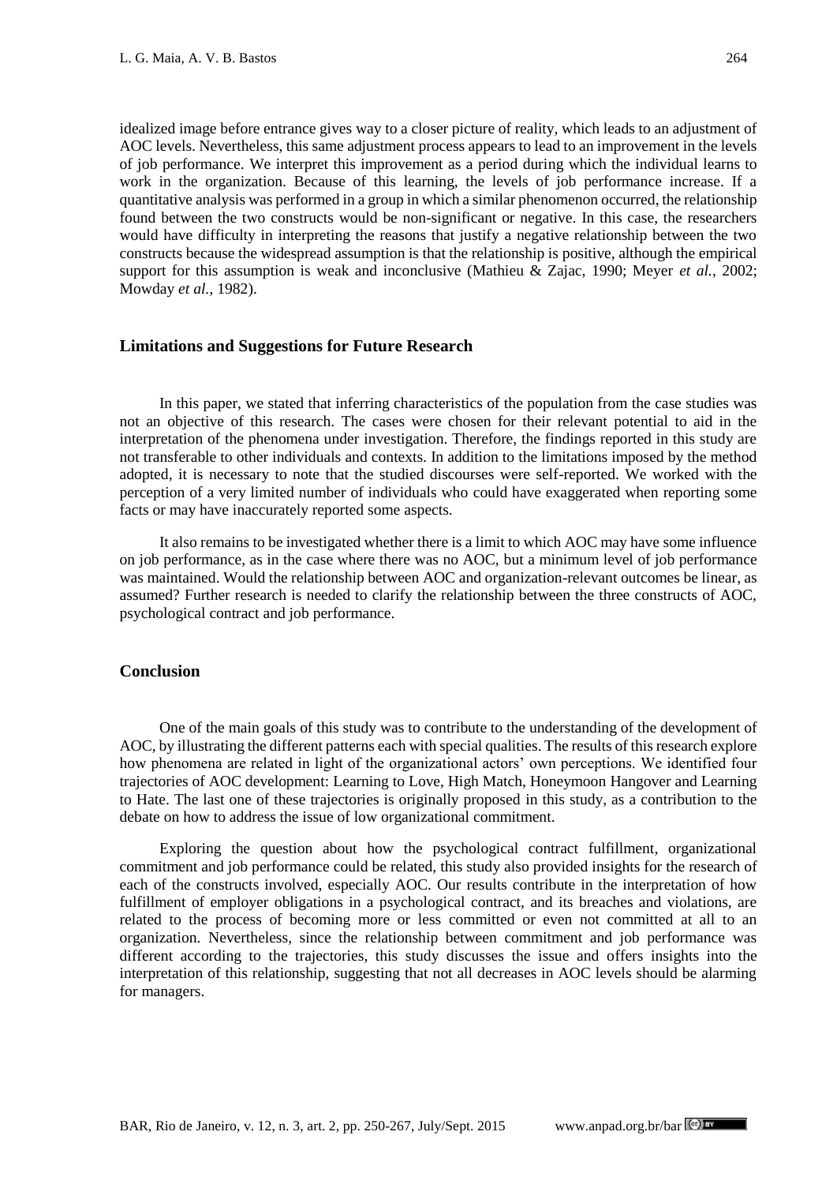idealized image before entrance gives way to a closer picture of reality, which leads to an adjustment of AOC levels. Nevertheless, this same adjustment process appears to lead to an improvement in the levels of job performance. We interpret this improvement as a period during which the individual learns to work in the organization. Because of this learning, the levels of job performance increase. If a quantitative analysis was performed in a group in which a similar phenomenon occurred, the relationship found between the two constructs would be non-significant or negative. In this case, the researchers would have difficulty in interpreting the reasons that justify a negative relationship between the two constructs because the widespread assumption is that the relationship is positive, although the empirical support for this assumption is weak and inconclusive (Mathieu & Zajac, 1990; Meyer *et al.*, 2002; Mowday *et al.*, 1982).

## Limitations and Suggestions for Future Research

In this paper, we stated that inferring characteristics of the population from the case studies was not an objective of this research. The cases were chosen for their relevant potential to aid in the interpretation of the phenomena under investigation. Therefore, the findings reported in this study are not transferable to other individuals and contexts. In addition to the limitations imposed by the method adopted, it is necessary to note that the studied discourses were self-reported. We worked with the perception of a very limited number of individuals who could have exaggerated when reporting some facts or may have inaccurately reported some aspects.

It also remains to be investigated whether there is a limit to which AOC may have some influence on job performance, as in the case where there was no AOC, but a minimum level of job performance was maintained. Would the relationship between AOC and organization-relevant outcomes be linear, as assumed? Further research is needed to clarify the relationship between the three constructs of AOC, psychological contract and job performance.

## Conclusion

One of the main goals of this study was to contribute to the understanding of the development of AOC, by illustrating the different patterns each with special qualities. The results of this research explore how phenomena are related in light of the organizational actors' own perceptions. We identified four trajectories of AOC development: Learning to Love, High Match, Honeymoon Hangover and Learning to Hate. The last one of these trajectories is originally proposed in this study, as a contribution to the debate on how to address the issue of low organizational commitment.

Exploring the question about how the psychological contract fulfillment, organizational commitment and job performance could be related, this study also provided insights for the research of each of the constructs involved, especially AOC. Our results contribute in the interpretation of how fulfillment of employer obligations in a psychological contract, and its breaches and violations, are related to the process of becoming more or less committed or even not committed at all to an organization. Nevertheless, since the relationship between commitment and job performance was different according to the trajectories, this study discusses the issue and offers insights into the interpretation of this relationship, suggesting that not all decreases in AOC levels should be alarming for managers.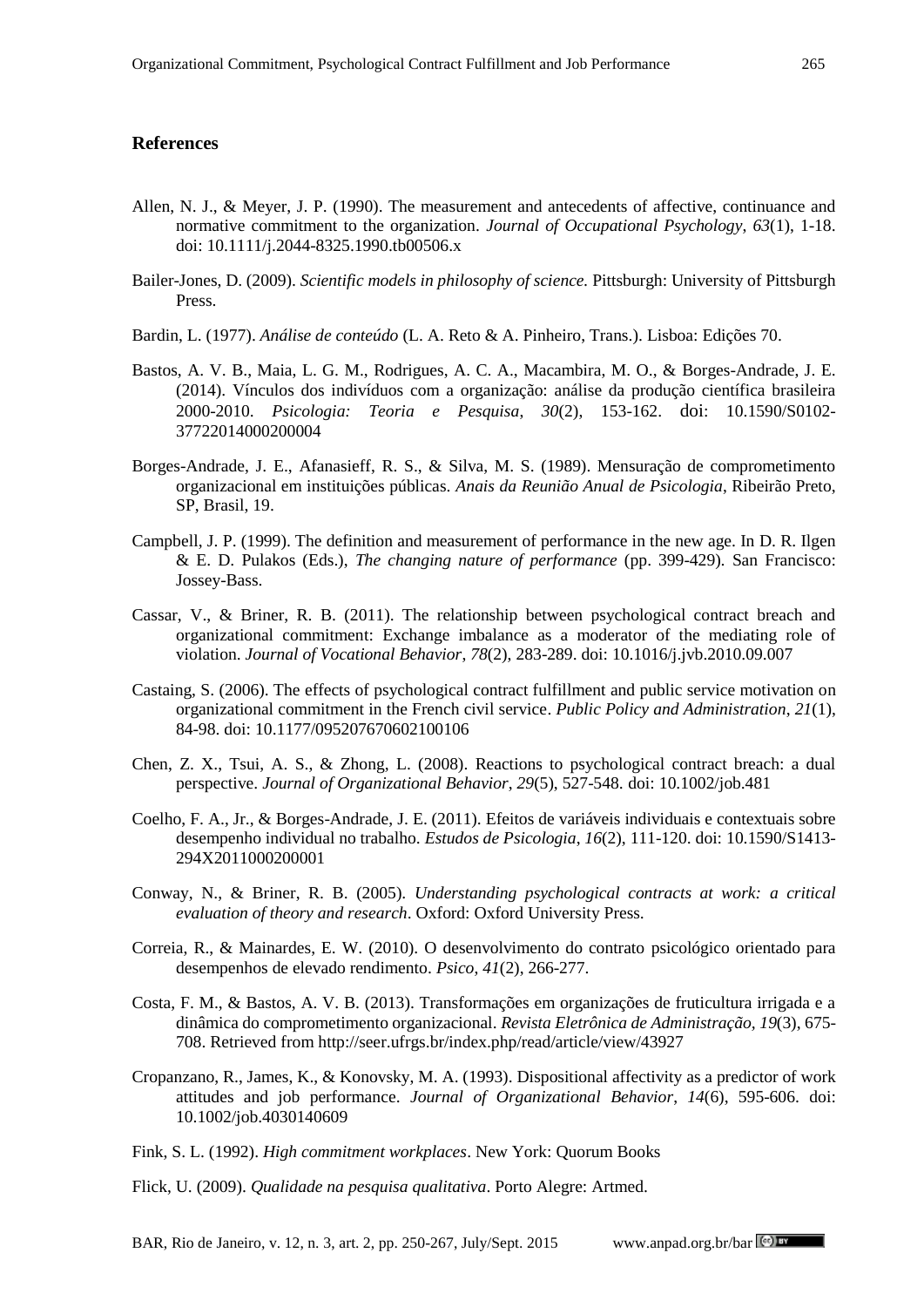## References

Allen, N. J., & Meyer, J. P. (1990). The measurement and antecedents of affective, continuance and normative commitment to the organization. *Journal of Occupational Psychology*, *63*(1), 1-18. doi: 10.1111/j.2044-8325.1990.tb00506.x

Bailer-Jones, D. (2009). *Scientific models in philosophy of science.* Pittsburgh: University of Pittsburgh Press.

Bardin, L. (1977). *Análise de conteúdo* (L. A. Reto & A. Pinheiro, Trans.). Lisboa: Edições 70.

Bastos, A. V. B., Maia, L. G. M., Rodrigues, A. C. A., Macambira, M. O., & Borges-Andrade, J. E. (2014). Vínculos dos indivíduos com a organização: análise da produção científica brasileira 2000-2010. *Psicologia: Teoria e Pesquisa*, *30*(2), 153-162. doi: 10.1590/S0102-37722014000200004

Borges-Andrade, J. E., Afanasieff, R. S., & Silva, M. S. (1989). Mensuração de comprometimento organizacional em instituições públicas. *Anais da Reunião Anual de Psicologia*, Ribeirão Preto, SP, Brasil, 19.

Campbell, J. P. (1999). The definition and measurement of performance in the new age. In D. R. Ilgen & E. D. Pulakos (Eds.), *The changing nature of performance* (pp. 399-429). San Francisco: Jossey-Bass.

Cassar, V., & Briner, R. B. (2011). The relationship between psychological contract breach and organizational commitment: Exchange imbalance as a moderator of the mediating role of violation. *Journal of Vocational Behavior*, *78*(2), 283-289. doi: 10.1016/j.jvb.2010.09.007

Castaing, S. (2006). The effects of psychological contract fulfillment and public service motivation on organizational commitment in the French civil service. *Public Policy and Administration*, *21*(1), 84-98. doi: 10.1177/095207670602100106

Chen, Z. X., Tsui, A. S., & Zhong, L. (2008). Reactions to psychological contract breach: a dual perspective. *Journal of Organizational Behavior*, *29*(5), 527-548. doi: 10.1002/job.481

Coelho, F. A., Jr., & Borges-Andrade, J. E. (2011). Efeitos de variáveis individuais e contextuais sobre desempenho individual no trabalho. *Estudos de Psicologia*, *16*(2), 111-120. doi: 10.1590/S1413-294X2011000200001

Conway, N., & Briner, R. B. (2005). *Understanding psychological contracts at work: a critical evaluation of theory and research*. Oxford: Oxford University Press.

Correia, R., & Mainardes, E. W. (2010). O desenvolvimento do contrato psicológico orientado para desempenhos de elevado rendimento. *Psico*, *41*(2), 266-277.

Costa, F. M., & Bastos, A. V. B. (2013). Transformações em organizações de fruticultura irrigada e a dinâmica do comprometimento organizacional. *Revista Eletrônica de Administração*, *19*(3), 675-708. Retrieved from http://seer.ufrgs.br/index.php/read/article/view/43927

Cropanzano, R., James, K., & Konovsky, M. A. (1993). Dispositional affectivity as a predictor of work attitudes and job performance. *Journal of Organizational Behavior*, *14*(6), 595-606. doi: 10.1002/job.4030140609

Fink, S. L. (1992). *High commitment workplaces*. New York: Quorum Books

Flick, U. (2009). *Qualidade na pesquisa qualitativa*. Porto Alegre: Artmed.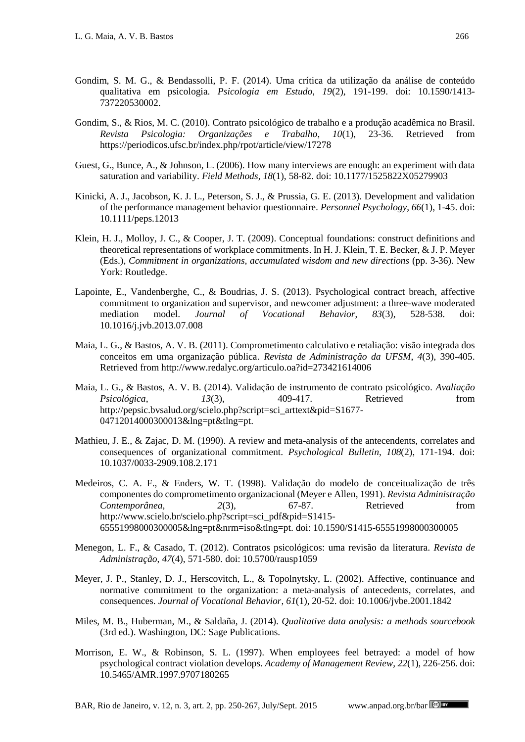Gondim, S. M. G., & Bendassolli, P. F. (2014). Uma crítica da utilização da análise de conteúdo qualitativa em psicologia. *Psicologia em Estudo*, *19*(2), 191-199. doi: 10.1590/1413-737220530002.

Gondim, S., & Rios, M. C. (2010). Contrato psicológico de trabalho e a produção acadêmica no Brasil. *Revista Psicologia: Organizações e Trabalho*, *10*(1), 23-36. Retrieved from https://periodicos.ufsc.br/index.php/rpot/article/view/17278

Guest, G., Bunce, A., & Johnson, L. (2006). How many interviews are enough: an experiment with data saturation and variability. *Field Methods*, *18*(1), 58-82. doi: 10.1177/1525822X05279903

Kinicki, A. J., Jacobson, K. J. L., Peterson, S. J., & Prussia, G. E. (2013). Development and validation of the performance management behavior questionnaire. *Personnel Psychology*, *66*(1), 1-45. doi: 10.1111/peps.12013

Klein, H. J., Molloy, J. C., & Cooper, J. T. (2009). Conceptual foundations: construct definitions and theoretical representations of workplace commitments. In H. J. Klein, T. E. Becker, & J. P. Meyer (Eds.), *Commitment in organizations, accumulated wisdom and new directions* (pp. 3-36). New York: Routledge.

Lapointe, E., Vandenberghe, C., & Boudrias, J. S. (2013). Psychological contract breach, affective commitment to organization and supervisor, and newcomer adjustment: a three-wave moderated mediation model. *Journal of Vocational Behavior*, *83*(3), 528-538. doi: 10.1016/j.jvb.2013.07.008

Maia, L. G., & Bastos, A. V. B. (2011). Comprometimento calculativo e retaliação: visão integrada dos conceitos em uma organização pública. *Revista de Administração da UFSM*, *4*(3), 390-405. Retrieved from http://www.redalyc.org/articulo.oa?id=273421614006

Maia, L. G., & Bastos, A. V. B. (2014). Validação de instrumento de contrato psicológico. *Avaliação Psicológica*, *13*(3), 409-417. Retrieved from http://pepsic.bvsalud.org/scielo.php?script=sci_arttext&pid=S1677-04712014000300013&lng=pt&tlng=pt.

Mathieu, J. E., & Zajac, D. M. (1990). A review and meta-analysis of the antecendents, correlates and consequences of organizational commitment. *Psychological Bulletin*, *108*(2), 171-194. doi: 10.1037/0033-2909.108.2.171

Medeiros, C. A. F., & Enders, W. T. (1998). Validação do modelo de conceitualização de três componentes do comprometimento organizacional (Meyer e Allen, 1991). *Revista Administração Contemporânea*, *2*(3), 67-87. Retrieved from http://www.scielo.br/scielo.php?script=sci_pdf&pid=S1415-65551998000300005&lng=pt&nrm=iso&tlng=pt. doi: 10.1590/S1415-65551998000300005

Menegon, L. F., & Casado, T. (2012). Contratos psicológicos: uma revisão da literatura. *Revista de Administração*, *47*(4), 571-580. doi: 10.5700/rausp1059

Meyer, J. P., Stanley, D. J., Herscovitch, L., & Topolnytsky, L. (2002). Affective, continuance and normative commitment to the organization: a meta-analysis of antecedents, correlates, and consequences. *Journal of Vocational Behavior*, *61*(1), 20-52. doi: 10.1006/jvbe.2001.1842

Miles, M. B., Huberman, M., & Saldaña, J. (2014). *Qualitative data analysis: a methods sourcebook* (3rd ed.). Washington, DC: Sage Publications.

Morrison, E. W., & Robinson, S. L. (1997). When employees feel betrayed: a model of how psychological contract violation develops. *Academy of Management Review*, *22*(1), 226-256. doi: 10.5465/AMR.1997.9707180265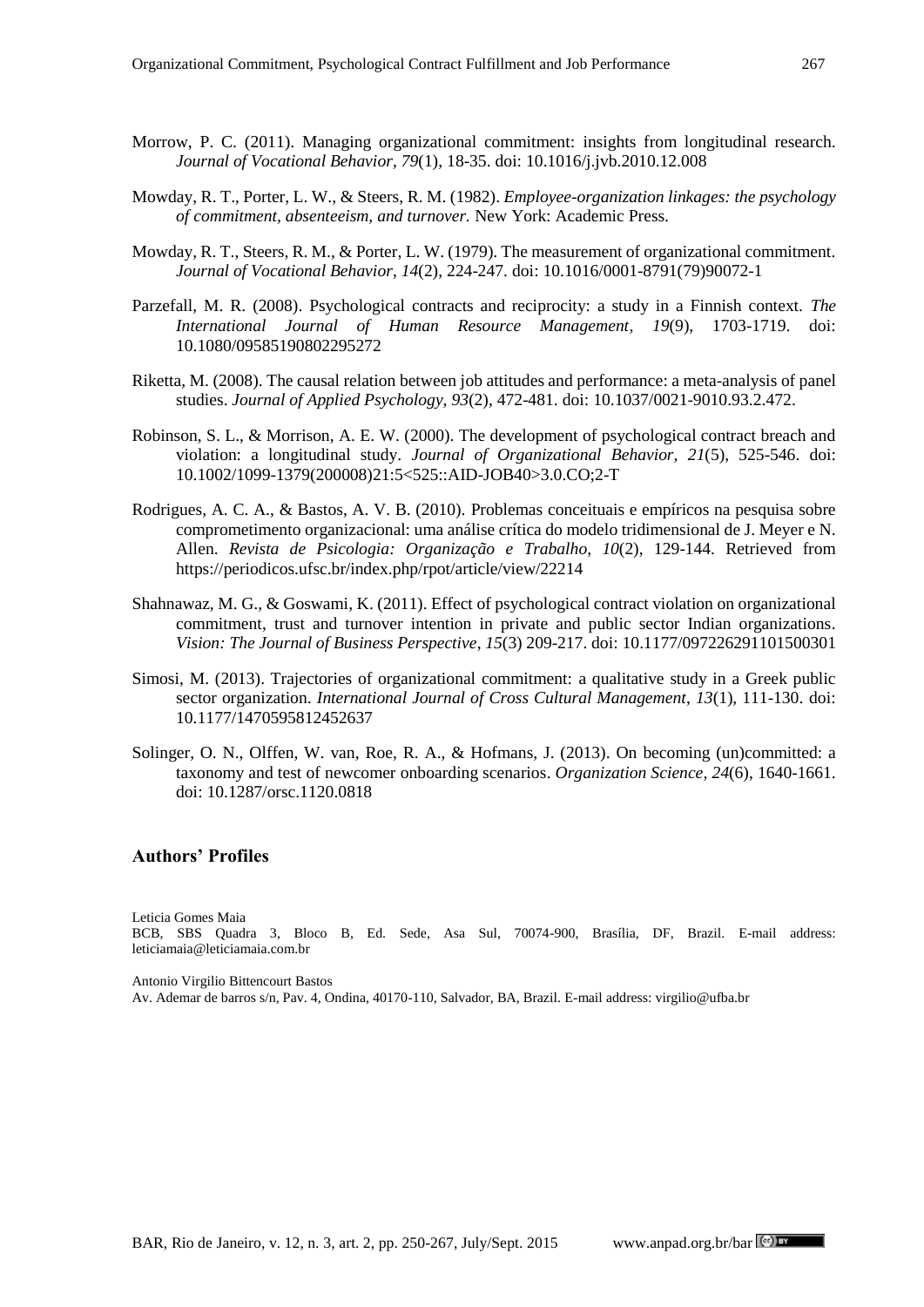Morrow, P. C. (2011). Managing organizational commitment: insights from longitudinal research. *Journal of Vocational Behavior*, *79*(1), 18-35. doi: 10.1016/j.jvb.2010.12.008

Mowday, R. T., Porter, L. W., & Steers, R. M. (1982). *Employee-organization linkages: the psychology of commitment, absenteeism, and turnover.* New York: Academic Press.

Mowday, R. T., Steers, R. M., & Porter, L. W. (1979). The measurement of organizational commitment. *Journal of Vocational Behavior*, *14*(2), 224-247. doi: 10.1016/0001-8791(79)90072-1

Parzefall, M. R. (2008). Psychological contracts and reciprocity: a study in a Finnish context. *The International Journal of Human Resource Management*, *19*(9), 1703-1719. doi: 10.1080/09585190802295272

Riketta, M. (2008). The causal relation between job attitudes and performance: a meta-analysis of panel studies. *Journal of Applied Psychology, 93*(2), 472-481. doi: 10.1037/0021-9010.93.2.472.

Robinson, S. L., & Morrison, A. E. W. (2000). The development of psychological contract breach and violation: a longitudinal study. *Journal of Organizational Behavior*, *21*(5), 525-546. doi: 10.1002/1099-1379(200008)21:5<525::AID-JOB40>3.0.CO;2-T

Rodrigues, A. C. A., & Bastos, A. V. B. (2010). Problemas conceituais e empíricos na pesquisa sobre comprometimento organizacional: uma análise crítica do modelo tridimensional de J. Meyer e N. Allen. *Revista de Psicologia: Organização e Trabalho*, *10*(2), 129-144. Retrieved from https://periodicos.ufsc.br/index.php/rpot/article/view/22214

Shahnawaz, M. G., & Goswami, K. (2011). Effect of psychological contract violation on organizational commitment, trust and turnover intention in private and public sector Indian organizations. *Vision: The Journal of Business Perspective*, *15*(3) 209-217. doi: 10.1177/097226291101500301

Simosi, M. (2013). Trajectories of organizational commitment: a qualitative study in a Greek public sector organization. *International Journal of Cross Cultural Management*, *13*(1), 111-130. doi: 10.1177/1470595812452637

Solinger, O. N., Olffen, W. van, Roe, R. A., & Hofmans, J. (2013). On becoming (un)committed: a taxonomy and test of newcomer onboarding scenarios. *Organization Science*, *24*(6), 1640-1661. doi: 10.1287/orsc.1120.0818

## Authors' Profiles

Leticia Gomes Maia
BCB, SBS Quadra 3, Bloco B, Ed. Sede, Asa Sul, 70074-900, Brasília, DF, Brazil. E-mail address: leticiamaia@leticiamaia.com.br

Antonio Virgilio Bittencourt Bastos
Av. Ademar de barros s/n, Pav. 4, Ondina, 40170-110, Salvador, BA, Brazil. E-mail address: virgilio@ufba.br